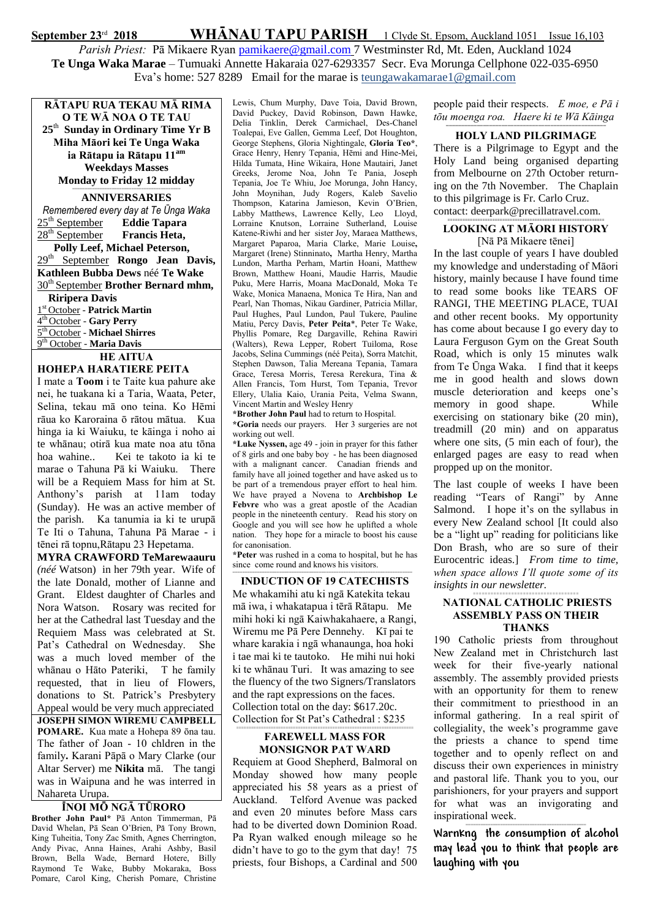**September 23rd 2018 WHĀNAU TAPU PARISH** 1 Clyde St. Epsom, Auckland 1051 Issue 16,103

*Parish Priest:* Pā Mikaere Ryan pamikaere@gmail.com 7 Westminster Rd, Mt. Eden, Auckland 1024

**Te Unga Waka Marae** – Tumuaki Annette Hakaraia 027-6293357 Secr. Eva Morunga Cellphone 022-035-6950

Eva's home: 527 8289 Email for the marae is teungawakamarae1@gmail.com

**RĀTAPU RUA TEKAU MĀ RIMA O TE WĀ NOA O TE TAU**

**25th Sunday in Ordinary Time Yr B**

**Miha Māori kei Te Unga Waka ia Rātapu ia Rātapu 11am**

**Weekdays Masses**

**Monday to Friday 12 midday**

## ANNIVERSARIES

*Remembered every day at Te Ūnga Waka*

25th September **Eddie Tapara**
28th September **Francis Heta, Polly Leef, Michael Peterson,**
29th September **Rongo Jean Davis, Kathleen Bubba Dews** nèé **Te Wake**
30th September **Brother Bernard mhm, Riripera Davis**
1st October - **Patrick Martin**
4th October - **Gary Perry**
5th October - **Michael Shirres**
9th October - **Maria Davis**

## HE AITUA

**HOHEPA HARATIERE PEITA**

I mate a **Toom** i te Taite kua pahure ake nei, he tuakana ki a Taria, Waata, Peter, Selina, tekau mā ono teina. Ko Hēmi rāua ko Karoraina ō rātou mātua. Kua hinga ia ki Waiuku, te kāinga i noho ai te whānau; otirā kua mate noa atu tōna hoa wahine.. Kei te takoto ia ki te marae o Tahuna Pā ki Waiuku. There will be a Requiem Mass for him at St. Anthony's parish at 11am today (Sunday). He was an active member of the parish. Ka tanumia ia ki te urupā Te Iti o Tahuna, Tahuna Pā Marae - i tēnei rā topnu,Rātapu 23 Hepetama.

**MYRA CRAWFORD TeMarewaauru** *(néé* Watson) in her 79th year. Wife of the late Donald, mother of Lianne and Grant. Eldest daughter of Charles and Nora Watson. Rosary was recited for her at the Cathedral last Tuesday and the Requiem Mass was celebrated at St. Pat's Cathedral on Wednesday. She was a much loved member of the whānau o Hāto Pateriki, T he family requested, that in lieu of Flowers, donations to St. Patrick's Presbytery Appeal would be very much appreciated

**JOSEPH SIMON WIREMU CAMPBELL POMARE.** Kua mate a Hohepa 89 ōna tau. The father of Joan - 10 chldren in the family**.** Karani Pāpā o Mary Clarke (our Altar Server) me **Nikita** mā. The tangi was in Waipuna and he was interred in Nahareta Urupa.

## ĪNOI MŌ NGĀ TŪRORO

**Brother John Paul\*** Pā Anton Timmerman, Pā David Whelan, Pā Sean O'Brien, Pā Tony Brown, King Tuheitia, Tony Zac Smith, Agnes Cherrington, Andy Pivac, Anna Haines, Arahi Ashby, Basil Brown, Bella Wade, Bernard Hotere, Billy Raymond Te Wake, Bubby Mokaraka, Boss Pomare, Carol King, Cherish Pomare, Christine Lewis, Chum Murphy, Dave Toia, David Brown, David Puckey, David Robinson, Dawn Hawke, Delia Tinklin, Derek Carmichael, Des-Chanel Toalepai, Eve Gallen, Gemma Leef, Dot Houghton, George Stephens, Gloria Nightingale, **Gloria Teo\***, Grace Henry, Henry Tepania, Hēmi and Hine-Mei, Hilda Tumata, Hine Wikaira, Hone Mautairi, Janet Greeks, Jerome Noa, John Te Pania, Joseph Tepania, Joe Te Whiu, Joe Morunga, John Hancy, John Moynihan, Judy Rogers, Kaleb Savelio Thompson, Katarina Jamieson, Kevin O'Brien, Labby Matthews, Lawrence Kelly, Leo Lloyd, Lorraine Knutson, Lorraine Sutherland, Louise Katene-Riwhi and her sister Joy, Maraea Matthews, Margaret Paparoa, Maria Clarke, Marie Louise, Margaret (Irene) Stinninato, Martha Henry, Martha Lundon, Martha Perham, Martin Hoani, Matthew Brown, Matthew Hoani, Maudie Harris, Maudie Puku, Mere Harris, Moana MacDonald, Moka Te Wake, Monica Manaena, Monica Te Hira, Nan and Pearl, Nan Thomas, Nikau Gardiner, Patricia Millar, Paul Hughes, Paul Lundon, Paul Tukere, Pauline Matiu, Percy Davis, **Peter Peita**\*, Peter Te Wake, Phyllis Pomare, Reg Dargaville, Rehina Rawiri (Walters), Rewa Lepper, Robert Tuiloma, Rose Jacobs, Selina Cummings (néé Peita), Sorra Matchit, Stephen Dawson, Talia Mereana Tepania, Tamara Grace, Teresa Morris, Teresa Rerekura, Tina & Allen Francis, Tom Hurst, Tom Tepania, Trevor Ellery, Ulalia Kaio, Urania Peita, Velma Swann, Vincent Martin and Wesley Henry

**\*Brother John Paul** had to return to Hospital.

**\*Goria** needs our prayers. Her 3 surgeries are not working out well.

**\*Luke Nyssen,** age 49 - join in prayer for this father of 8 girls and one baby boy - he has been diagnosed with a malignant cancer. Canadian friends and family have all joined together and have asked us to be part of a tremendous prayer effort to heal him. We have prayed a Novena to **Archbishop Le Febvre** who was a great apostle of the Acadian people in the nineteenth century. Read his story on Google and you will see how he uplifted a whole nation. They hope for a miracle to boost his cause for canonisation.

**\*Peter** was rushed in a coma to hospital, but he has since come round and knows his visitors.

## INDUCTION OF 19 CATECHISTS

Me whakamihi atu ki ngā Katekita tekau mā iwa, i whakatapua i tērā Rātapu. Me mihi hoki ki ngā Kaiwhakahaere, a Rangi, Wiremu me Pā Pere Dennehy. Kī pai te whare karakia i ngā whanaunga, hoa hoki i tae mai ki te tautoko. He mihi nui hoki ki te whānau Turi. It was amazing to see the fluency of the two Signers/Translators and the rapt expressions on the faces.
Collection total on the day: $617.20c.
Collection for St Pat's Cathedral : $235

## FAREWELL MASS FOR MONSIGNOR PAT WARD

Requiem at Good Shepherd, Balmoral on Monday showed how many people appreciated his 58 years as a priest of Auckland. Telford Avenue was packed and even 20 minutes before Mass cars had to be diverted down Dominion Road. Pa Ryan walked enough mileage so he didn't have to go to the gym that day! 75 priests, four Bishops, a Cardinal and 500 people paid their respects. *E moe, e Pā i tōu moenga roa. Haere ki te Wā Kāinga*

## HOLY LAND PILGRIMAGE

There is a Pilgrimage to Egypt and the Holy Land being organised departing from Melbourne on 27th October returning on the 7th November. The Chaplain to this pilgrimage is Fr. Carlo Cruz. contact: deerpark@precillatravel.com.

## LOOKING AT MĀORI HISTORY

[Nā Pā Mikaere tēnei]

In the last couple of years I have doubled my knowledge and understading of Māori history, mainly because I have found time to read some books like TEARS OF RANGI, THE MEETING PLACE, TUAI and other recent books. My opportunity has come about because I go every day to Laura Ferguson Gym on the Great South Road, which is only 15 minutes walk from Te Ūnga Waka. I find that it keeps me in good health and slows down muscle deterioration and keeps one's memory in good shape. While exercising on stationary bike (20 min), treadmill (20 min) and on apparatus where one sits, (5 min each of four), the enlarged pages are easy to read when propped up on the monitor.

The last couple of weeks I have been reading "Tears of Rangi" by Anne Salmond. I hope it's on the syllabus in every New Zealand school [It could also be a "light up" reading for politicians like Don Brash, who are so sure of their Eurocentric ideas.] *From time to time, when space allows I'll quote some of its insights in our newsletter.*

## NATIONAL CATHOLIC PRIESTS ASSEMBLY PASS ON THEIR THANKS

190 Catholic priests from throughout New Zealand met in Christchurch last week for their five-yearly national assembly. The assembly provided priests with an opportunity for them to renew their commitment to priesthood in an informal gathering. In a real spirit of collegiality, the week's programme gave the priests a chance to spend time together and to openly reflect on and discuss their own experiences in ministry and pastoral life. Thank you to you, our parishioners, for your prayers and support for what was an invigorating and inspirational week.

**Warnkng the consumption of alcohol may lead you to think that people are laughing with you**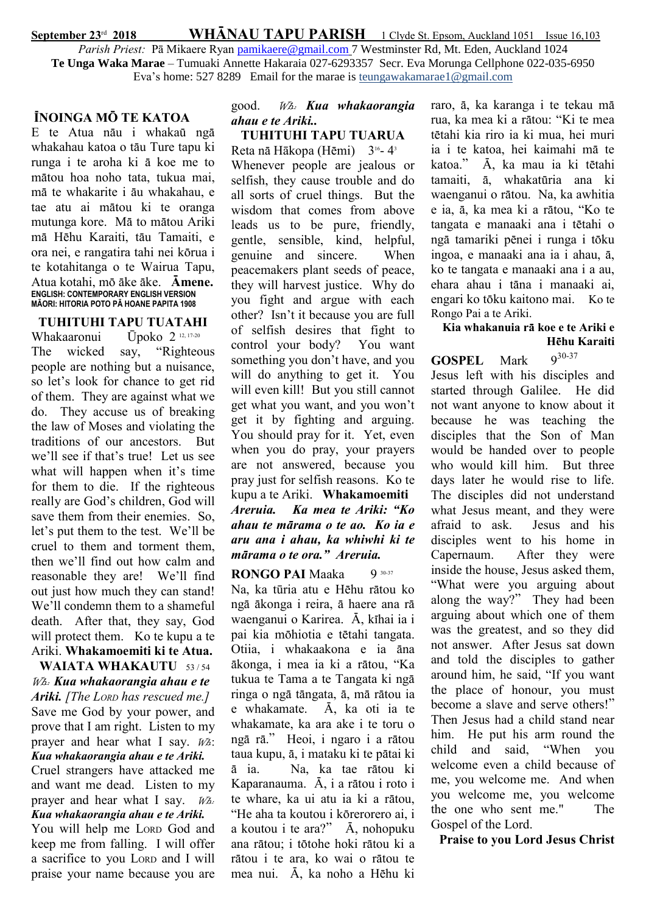**September 23rd 2018 WHĀNAU TAPU PARISH** 1 Clyde St. Epsom, Auckland 1051 Issue 16,103

*Parish Priest:* Pā Mikaere Ryan pamikaere@gmail.com 7 Westminster Rd, Mt. Eden, Auckland 1024

**Te Unga Waka Marae** – Tumuaki Annette Hakaraia 027-6293357 Secr. Eva Morunga Cellphone 022-035-6950

Eva's home: 527 8289 Email for the marae is teungawakamarae1@gmail.com

## ĪNOINGA MŌ TE KATOA

E te Atua nāu i whakaū ngā whakahau katoa o tāu Ture tapu ki runga i te aroha ki ā koe me to mātou hoa noho tata, tukua mai, mā te whakarite i āu whakahau, e tae atu ai mātou ki te oranga mutunga kore. Mā to mātou Ariki mā Hēhu Karaiti, tāu Tamaiti, e ora nei, e rangatira tahi nei kōrua i te kotahitanga o te Wairua Tapu, Atua kotahi, mō āke āke. **Āmene.**

**ENGLISH: CONTEMPORARY ENGLISH VERSION**
**MĀORI: HITORIA POTO PĀ HOANE PAPITA 1908**

## TUHITUHI TAPU TUATAHI

Whakaaronui Ūpoko 2 [12, 17-20]

The wicked say, "Righteous people are nothing but a nuisance, so let's look for chance to get rid of them. They are against what we do. They accuse us of breaking the law of Moses and violating the traditions of our ancestors. But we'll see if that's true! Let us see what will happen when it's time for them to die. If the righteous really are God's children, God will save them from their enemies. So, let's put them to the test. We'll be cruel to them and torment them, then we'll find out how calm and reasonable they are! We'll find out just how much they can stand! We'll condemn them to a shameful death. After that, they say, God will protect them. Ko te kupu a te Ariki. **Whakamoemiti ki te Atua.**

## WAIATA WHAKAUTU 53 / 54

*Wh:* ***Kua whakaorangia ahau e te Ariki.*** *[The LORD has rescued me.]*

Save me God by your power, and prove that I am right. Listen to my prayer and hear what I say. *Wh:* ***Kua whakaorangia ahau e te Ariki.***

Cruel strangers have attacked me and want me dead. Listen to my prayer and hear what I say. *Wh:* ***Kua whakaorangia ahau e te Ariki.***

You will help me LORD God and keep me from falling. I will offer a sacrifice to you LORD and I will praise your name because you are good. *Wh:* ***Kua whakaorangia ahau e te Ariki..***

## TUHITUHI TAPU TUARUA

Reta nā Hākopa (Hēmi) 3[16]- 4[3]

Whenever people are jealous or selfish, they cause trouble and do all sorts of cruel things. But the wisdom that comes from above leads us to be pure, friendly, gentle, sensible, kind, helpful, genuine and sincere. When peacemakers plant seeds of peace, they will harvest justice. Why do you fight and argue with each other? Isn't it because you are full of selfish desires that fight to control your body? You want something you don't have, and you will do anything to get it. You will even kill! But you still cannot get what you want, and you won't get it by fighting and arguing. You should pray for it. Yet, even when you do pray, your prayers are not answered, because you pray just for selfish reasons. Ko te kupu a te Ariki. **Whakamoemiti**

***Areruia. Ka mea te Ariki: "Ko ahau te mārama o te ao. Ko ia e aru ana i ahau, ka whiwhi ki te mārama o te ora." Areruia.***

## RONGO PAI Maaka 9 [30-37]

Na, ka tūria atu e Hēhu rātou ko ngā ākonga i reira, ā haere ana rā waenganui o Karirea. Ā, kīhai ia i pai kia mōhiotia e tētahi tangata. Otiia, i whakaakona e ia āna ākonga, i mea ia ki a rātou, "Ka tukua te Tama a te Tangata ki ngā ringa o ngā tāngata, ā, mā rātou ia e whakamate. Ā, ka oti ia te whakamate, ka ara ake i te toru o ngā rā." Heoi, i ngaro i a rātou taua kupu, ā, i mataku ki te pātai ki ā ia. Na, ka tae rātou ki Kaparanauma. Ā, i a rātou i roto i te whare, ka ui atu ia ki a rātou, "He aha ta koutou i kōrerorero ai, i a koutou i te ara?" Ā, nohopuku ana rātou; i tōtohe hoki rātou ki a rātou i te ara, ko wai o rātou te mea nui. Ā, ka noho a Hēhu ki raro, ā, ka karanga i te tekau mā rua, ka mea ki a rātou: "Ki te mea tētahi kia riro ia ki mua, hei muri ia i te katoa, hei kaimahi mā te katoa." Ā, ka mau ia ki tētahi tamaiti, ā, whakatūria ana ki waenganui o rātou. Na, ka awhitia e ia, ā, ka mea ki a rātou, "Ko te tangata e manaaki ana i tētahi o ngā tamariki pēnei i runga i tōku ingoa, e manaaki ana ia i ahau, ā, ko te tangata e manaaki ana i a au, ehara ahau i tāna i manaaki ai, engari ko tōku kaitono mai. Ko te Rongo Pai a te Ariki.

**Kia whakanuia rā koe e te Ariki e Hēhu Karaiti**

## GOSPEL Mark 9[30-37]

Jesus left with his disciples and started through Galilee. He did not want anyone to know about it because he was teaching the disciples that the Son of Man would be handed over to people who would kill him. But three days later he would rise to life. The disciples did not understand what Jesus meant, and they were afraid to ask. Jesus and his disciples went to his home in Capernaum. After they were inside the house, Jesus asked them, "What were you arguing about along the way?" They had been arguing about which one of them was the greatest, and so they did not answer. After Jesus sat down and told the disciples to gather around him, he said, "If you want the place of honour, you must become a slave and serve others!" Then Jesus had a child stand near him. He put his arm round the child and said, "When you welcome even a child because of me, you welcome me. And when you welcome me, you welcome the one who sent me." The Gospel of the Lord.

**Praise to you Lord Jesus Christ**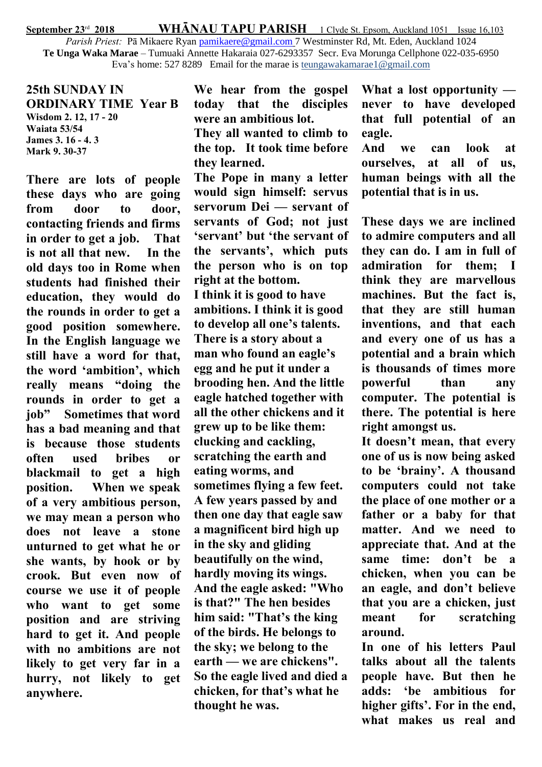**September 23rd 2018 WHĀNAU TAPU PARISH** 1 Clyde St. Epsom, Auckland 1051 Issue 16,103

*Parish Priest:* Pā Mikaere Ryan pamikaere@gmail.com 7 Westminster Rd, Mt. Eden, Auckland 1024

**Te Unga Waka Marae** – Tumuaki Annette Hakaraia 027-6293357 Secr. Eva Morunga Cellphone 022-035-6950

Eva's home: 527 8289 Email for the marae is teungawakamarae1@gmail.com

## 25th SUNDAY IN ORDINARY TIME Year B

**Wisdom 2. 12, 17 - 20**
**Waiata 53/54**
**James 3. 16 - 4. 3**
**Mark 9. 30-37**

**There are lots of people these days who are going from door to door, contacting friends and firms in order to get a job. That is not all that new. In the old days too in Rome when students had finished their education, they would do the rounds in order to get a good position somewhere. In the English language we still have a word for that, the word 'ambition', which really means "doing the rounds in order to get a job" Sometimes that word has a bad meaning and that is because those students often used bribes or blackmail to get a high position. When we speak of a very ambitious person, we may mean a person who does not leave a stone unturned to get what he or she wants, by hook or by crook. But even now of course we use it of people who want to get some position and are striving hard to get it. And people with no ambitions are not likely to get very far in a hurry, not likely to get anywhere.**

**We hear from the gospel today that the disciples were an ambitious lot.**
**They all wanted to climb to the top. It took time before they learned.**
**The Pope in many a letter would sign himself: servus servorum Dei — servant of servants of God; not just 'servant' but 'the servant of the servants', which puts the person who is on top right at the bottom.**
**I think it is good to have ambitions. I think it is good to develop all one's talents. There is a story about a man who found an eagle's egg and he put it under a brooding hen. And the little eagle hatched together with all the other chickens and it grew up to be like them: clucking and cackling, scratching the earth and eating worms, and sometimes flying a few feet. A few years passed by and then one day that eagle saw a magnificent bird high up in the sky and gliding beautifully on the wind, hardly moving its wings. And the eagle asked: "Who is that?" The hen besides him said: "That's the king of the birds. He belongs to the sky; we belong to the earth — we are chickens". So the eagle lived and died a chicken, for that's what he thought he was.**

**What a lost opportunity — never to have developed that full potential of an eagle.**
**And we can look at ourselves, at all of us, human beings with all the potential that is in us.**

**These days we are inclined to admire computers and all they can do. I am in full of admiration for them; I think they are marvellous machines. But the fact is, that they are still human inventions, and that each and every one of us has a potential and a brain which is thousands of times more powerful than any computer. The potential is there. The potential is here right amongst us.**
**It doesn't mean, that every one of us is now being asked to be 'brainy'. A thousand computers could not take the place of one mother or a father or a baby for that matter. And we need to appreciate that. And at the same time: don't be a chicken, when you can be an eagle, and don't believe that you are a chicken, just meant for scratching around.**
**In one of his letters Paul talks about all the talents people have. But then he adds: 'be ambitious for higher gifts'. For in the end, what makes us real and**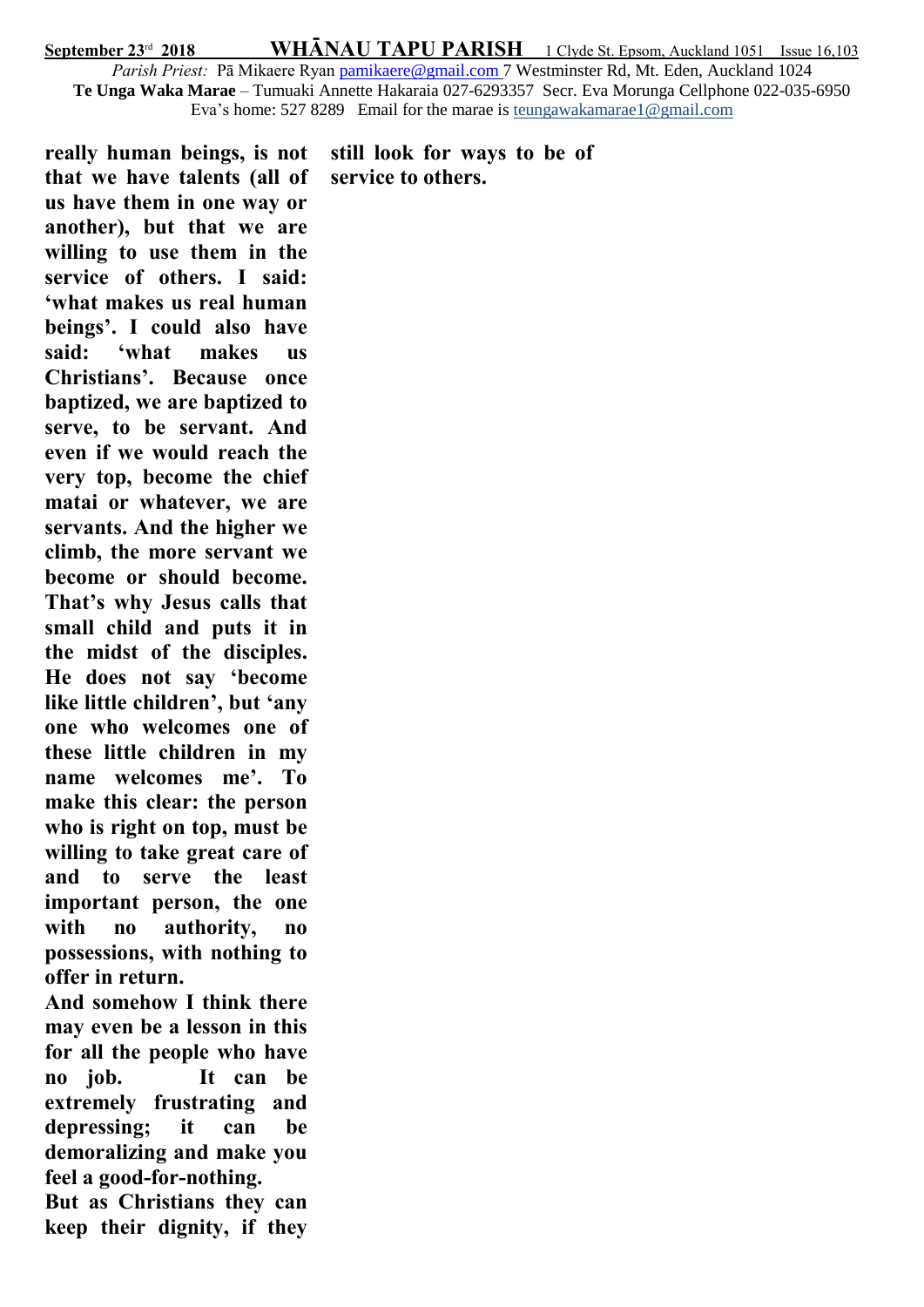**really human beings, is not that we have talents (all of us have them in one way or another), but that we are willing to use them in the service of others. I said: 'what makes us real human beings'. I could also have said: 'what makes us Christians'. Because once baptized, we are baptized to serve, to be servant. And even if we would reach the very top, become the chief matai or whatever, we are servants. And the higher we climb, the more servant we become or should become. That's why Jesus calls that small child and puts it in the midst of the disciples. He does not say 'become like little children', but 'any one who welcomes one of these little children in my name welcomes me'. To make this clear: the person who is right on top, must be willing to take great care of and to serve the least important person, the one with no authority, no possessions, with nothing to offer in return.**

**And somehow I think there may even be a lesson in this for all the people who have no job. It can be extremely frustrating and depressing; it can be demoralizing and make you feel a good-for-nothing.**

**But as Christians they can keep their dignity, if they still look for ways to be of service to others.**